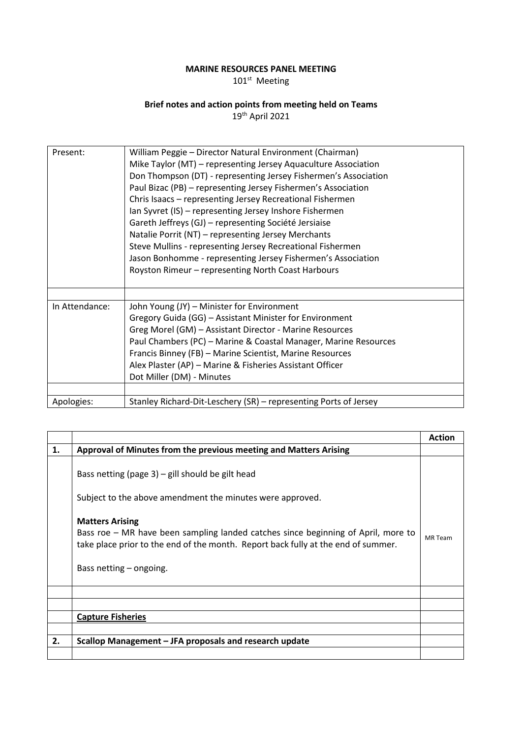**MARINE RESOURCES PANEL MEETING**

101st Meeting

**Brief notes and action points from meeting held on Teams**

19th April 2021

| | |
|---|---|
| Present: | William Peggie – Director Natural Environment (Chairman)<br>Mike Taylor (MT) – representing Jersey Aquaculture Association<br>Don Thompson (DT) - representing Jersey Fishermen's Association<br>Paul Bizac (PB) – representing Jersey Fishermen's Association<br>Chris Isaacs – representing Jersey Recreational Fishermen<br>Ian Syvret (IS) – representing Jersey Inshore Fishermen<br>Gareth Jeffreys (GJ) – representing Société Jersiaise<br>Natalie Porrit (NT) – representing Jersey Merchants<br>Steve Mullins - representing Jersey Recreational Fishermen<br>Jason Bonhomme - representing Jersey Fishermen's Association<br>Royston Rimeur – representing North Coast Harbours |
| | |
| In Attendance: | John Young (JY) – Minister for Environment<br>Gregory Guida (GG) – Assistant Minister for Environment<br>Greg Morel (GM) – Assistant Director - Marine Resources<br>Paul Chambers (PC) – Marine & Coastal Manager, Marine Resources<br>Francis Binney (FB) – Marine Scientist, Marine Resources<br>Alex Plaster (AP) – Marine & Fisheries Assistant Officer<br>Dot Miller (DM) - Minutes |
| | |
| Apologies: | Stanley Richard-Dit-Leschery (SR) – representing Ports of Jersey |

| | | **Action** |
|---|---|---|
| **1.** | **Approval of Minutes from the previous meeting and Matters Arising** | |
| | Bass netting (page 3) – gill should be gilt head<br><br>Subject to the above amendment the minutes were approved.<br><br>**Matters Arising**<br>Bass roe – MR have been sampling landed catches since beginning of April, more to take place prior to the end of the month. Report back fully at the end of summer.<br><br>Bass netting – ongoing. | MR Team |
| | | |
| | | |
| | **Capture Fisheries** | |
| | | |
| **2.** | **Scallop Management – JFA proposals and research update** | |
| | | |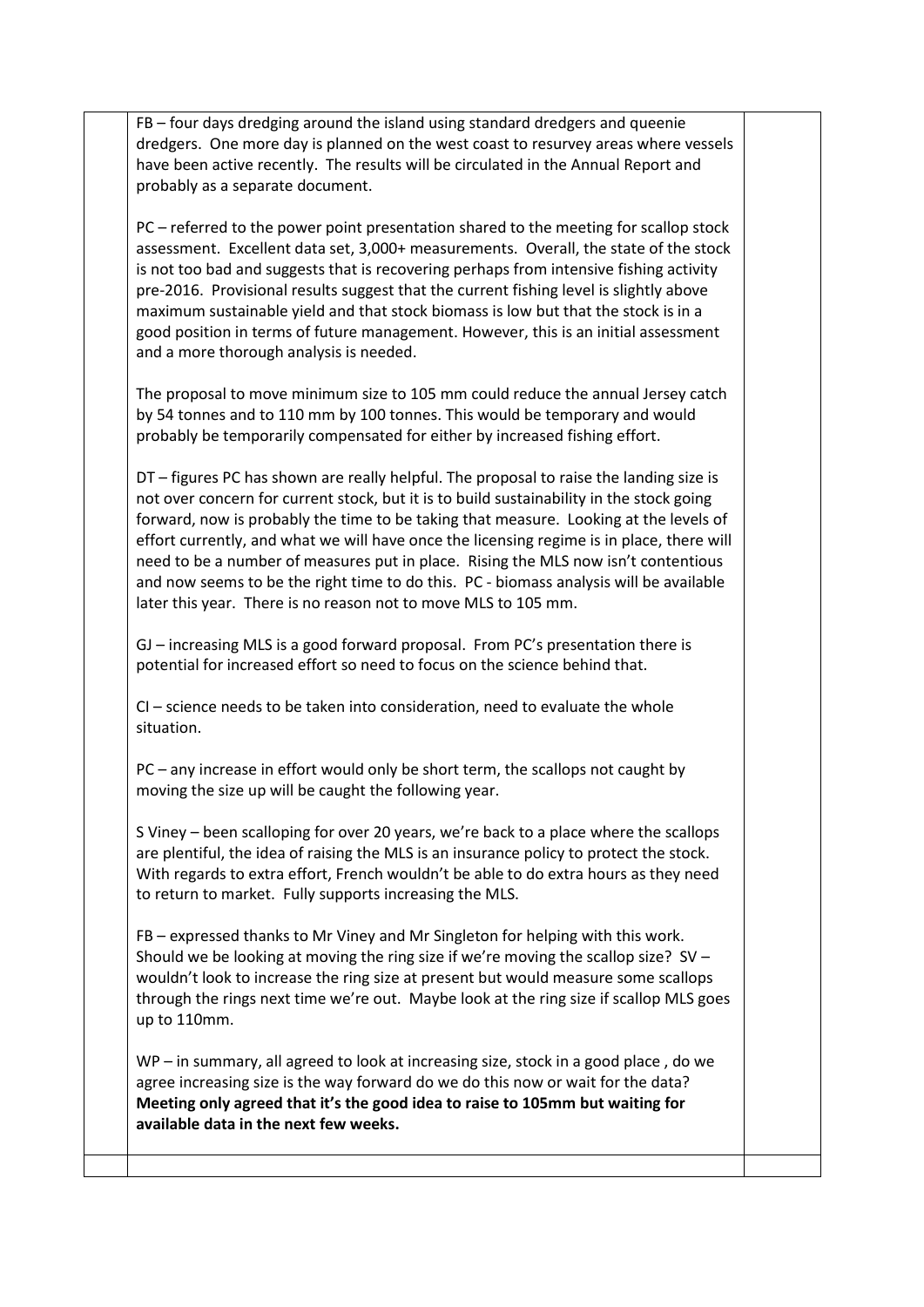FB – four days dredging around the island using standard dredgers and queenie dredgers. One more day is planned on the west coast to resurvey areas where vessels have been active recently. The results will be circulated in the Annual Report and probably as a separate document.

PC – referred to the power point presentation shared to the meeting for scallop stock assessment. Excellent data set, 3,000+ measurements. Overall, the state of the stock is not too bad and suggests that is recovering perhaps from intensive fishing activity pre-2016. Provisional results suggest that the current fishing level is slightly above maximum sustainable yield and that stock biomass is low but that the stock is in a good position in terms of future management. However, this is an initial assessment and a more thorough analysis is needed.

The proposal to move minimum size to 105 mm could reduce the annual Jersey catch by 54 tonnes and to 110 mm by 100 tonnes. This would be temporary and would probably be temporarily compensated for either by increased fishing effort.

DT – figures PC has shown are really helpful. The proposal to raise the landing size is not over concern for current stock, but it is to build sustainability in the stock going forward, now is probably the time to be taking that measure. Looking at the levels of effort currently, and what we will have once the licensing regime is in place, there will need to be a number of measures put in place. Rising the MLS now isn't contentious and now seems to be the right time to do this. PC - biomass analysis will be available later this year. There is no reason not to move MLS to 105 mm.

GJ – increasing MLS is a good forward proposal. From PC's presentation there is potential for increased effort so need to focus on the science behind that.

CI – science needs to be taken into consideration, need to evaluate the whole situation.

PC – any increase in effort would only be short term, the scallops not caught by moving the size up will be caught the following year.

S Viney – been scalloping for over 20 years, we're back to a place where the scallops are plentiful, the idea of raising the MLS is an insurance policy to protect the stock. With regards to extra effort, French wouldn't be able to do extra hours as they need to return to market. Fully supports increasing the MLS.

FB – expressed thanks to Mr Viney and Mr Singleton for helping with this work. Should we be looking at moving the ring size if we're moving the scallop size? SV – wouldn't look to increase the ring size at present but would measure some scallops through the rings next time we're out. Maybe look at the ring size if scallop MLS goes up to 110mm.

WP – in summary, all agreed to look at increasing size, stock in a good place , do we agree increasing size is the way forward do we do this now or wait for the data? **Meeting only agreed that it's the good idea to raise to 105mm but waiting for available data in the next few weeks.**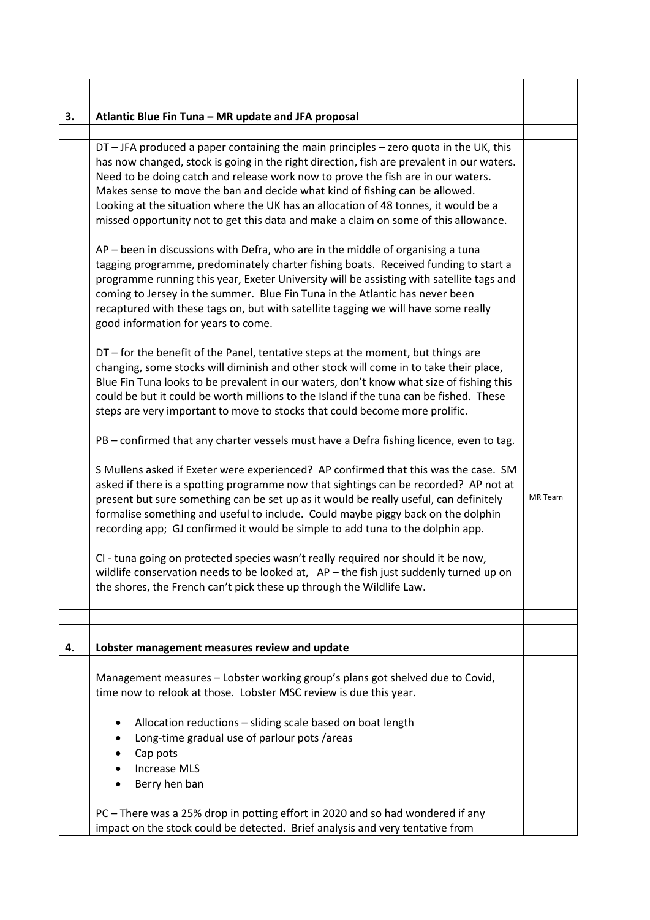| | | |
|---|---|---|
| **3.** | **Atlantic Blue Fin Tuna – MR update and JFA proposal** | |
| | DT – JFA produced a paper containing the main principles – zero quota in the UK, this has now changed, stock is going in the right direction, fish are prevalent in our waters. Need to be doing catch and release work now to prove the fish are in our waters. Makes sense to move the ban and decide what kind of fishing can be allowed. Looking at the situation where the UK has an allocation of 48 tonnes, it would be a missed opportunity not to get this data and make a claim on some of this allowance.<br><br>AP – been in discussions with Defra, who are in the middle of organising a tuna tagging programme, predominately charter fishing boats. Received funding to start a programme running this year, Exeter University will be assisting with satellite tags and coming to Jersey in the summer. Blue Fin Tuna in the Atlantic has never been recaptured with these tags on, but with satellite tagging we will have some really good information for years to come.<br><br>DT – for the benefit of the Panel, tentative steps at the moment, but things are changing, some stocks will diminish and other stock will come in to take their place, Blue Fin Tuna looks to be prevalent in our waters, don't know what size of fishing this could be but it could be worth millions to the Island if the tuna can be fished. These steps are very important to move to stocks that could become more prolific.<br><br>PB – confirmed that any charter vessels must have a Defra fishing licence, even to tag.<br><br>S Mullens asked if Exeter were experienced? AP confirmed that this was the case. SM asked if there is a spotting programme now that sightings can be recorded? AP not at present but sure something can be set up as it would be really useful, can definitely formalise something and useful to include. Could maybe piggy back on the dolphin recording app; GJ confirmed it would be simple to add tuna to the dolphin app.<br><br>CI - tuna going on protected species wasn't really required nor should it be now, wildlife conservation needs to be looked at, AP – the fish just suddenly turned up on the shores, the French can't pick these up through the Wildlife Law. | MR Team |
| | | |
| **4.** | **Lobster management measures review and update** | |
| | Management measures – Lobster working group's plans got shelved due to Covid, time now to relook at those. Lobster MSC review is due this year.<br><br>• Allocation reductions – sliding scale based on boat length<br>• Long-time gradual use of parlour pots /areas<br>• Cap pots<br>• Increase MLS<br>• Berry hen ban<br><br>PC – There was a 25% drop in potting effort in 2020 and so had wondered if any impact on the stock could be detected. Brief analysis and very tentative from | |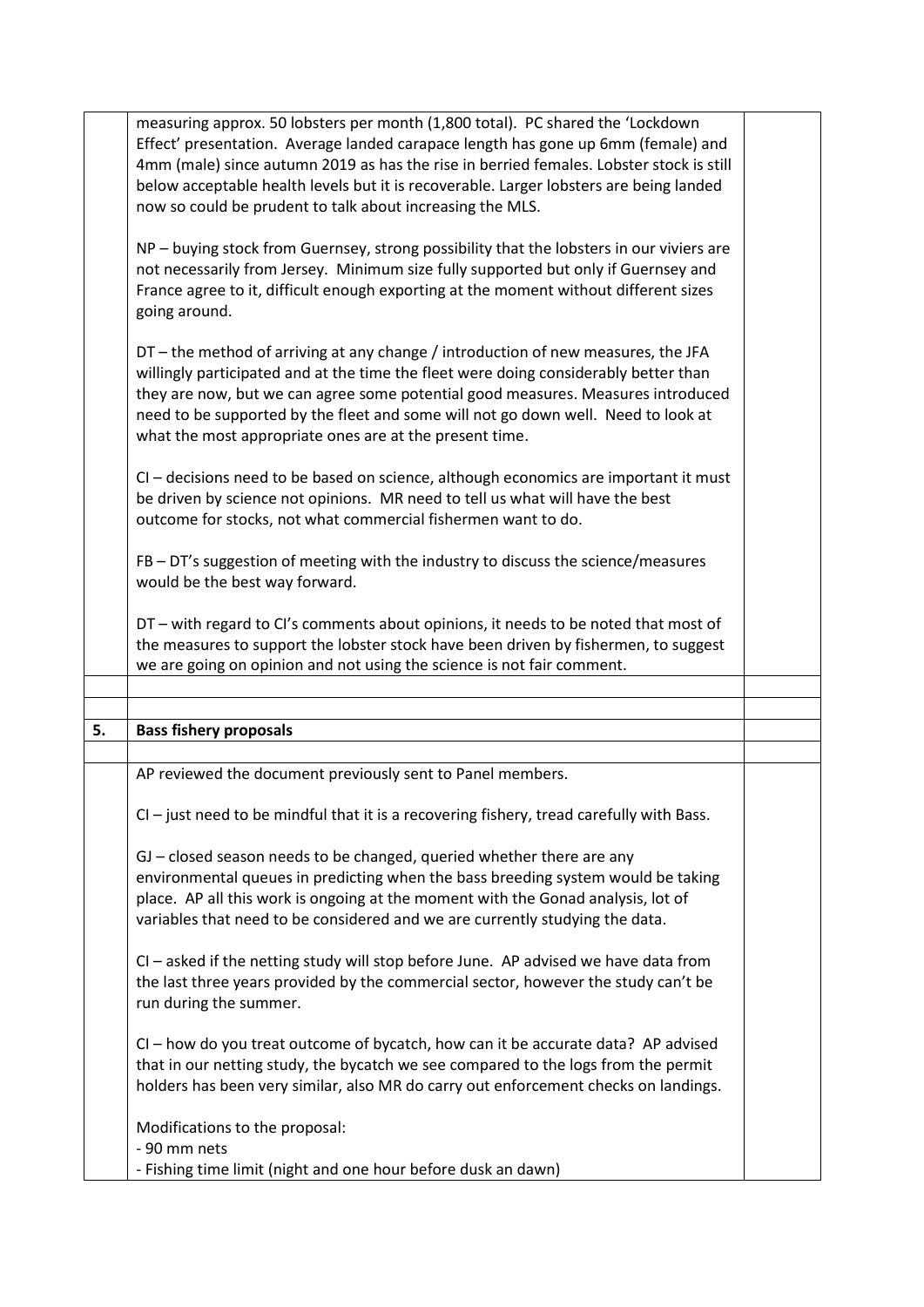measuring approx. 50 lobsters per month (1,800 total). PC shared the 'Lockdown Effect' presentation. Average landed carapace length has gone up 6mm (female) and 4mm (male) since autumn 2019 as has the rise in berried females. Lobster stock is still below acceptable health levels but it is recoverable. Larger lobsters are being landed now so could be prudent to talk about increasing the MLS.

NP – buying stock from Guernsey, strong possibility that the lobsters in our viviers are not necessarily from Jersey. Minimum size fully supported but only if Guernsey and France agree to it, difficult enough exporting at the moment without different sizes going around.

DT – the method of arriving at any change / introduction of new measures, the JFA willingly participated and at the time the fleet were doing considerably better than they are now, but we can agree some potential good measures. Measures introduced need to be supported by the fleet and some will not go down well. Need to look at what the most appropriate ones are at the present time.

CI – decisions need to be based on science, although economics are important it must be driven by science not opinions. MR need to tell us what will have the best outcome for stocks, not what commercial fishermen want to do.

FB – DT's suggestion of meeting with the industry to discuss the science/measures would be the best way forward.

DT – with regard to CI's comments about opinions, it needs to be noted that most of the measures to support the lobster stock have been driven by fishermen, to suggest we are going on opinion and not using the science is not fair comment.

## 5. Bass fishery proposals

AP reviewed the document previously sent to Panel members.

CI – just need to be mindful that it is a recovering fishery, tread carefully with Bass.

GJ – closed season needs to be changed, queried whether there are any environmental queues in predicting when the bass breeding system would be taking place. AP all this work is ongoing at the moment with the Gonad analysis, lot of variables that need to be considered and we are currently studying the data.

CI – asked if the netting study will stop before June. AP advised we have data from the last three years provided by the commercial sector, however the study can't be run during the summer.

CI – how do you treat outcome of bycatch, how can it be accurate data? AP advised that in our netting study, the bycatch we see compared to the logs from the permit holders has been very similar, also MR do carry out enforcement checks on landings.

Modifications to the proposal:
- 90 mm nets
- Fishing time limit (night and one hour before dusk an dawn)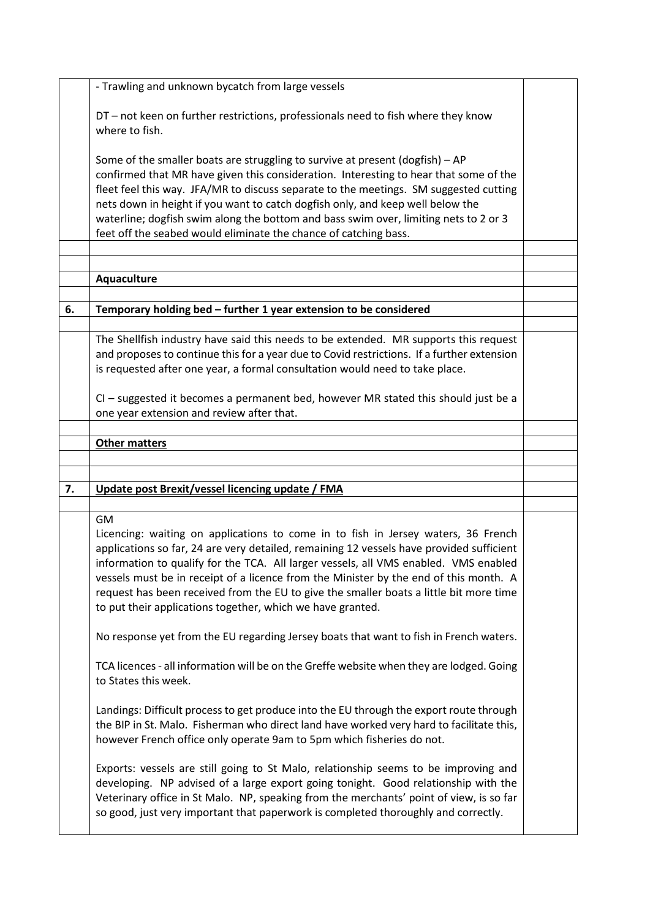| | | |
|---|---|---|
| | - Trawling and unknown bycatch from large vessels<br><br>DT – not keen on further restrictions, professionals need to fish where they know where to fish.<br><br>Some of the smaller boats are struggling to survive at present (dogfish) – AP confirmed that MR have given this consideration. Interesting to hear that some of the fleet feel this way. JFA/MR to discuss separate to the meetings. SM suggested cutting nets down in height if you want to catch dogfish only, and keep well below the waterline; dogfish swim along the bottom and bass swim over, limiting nets to 2 or 3 feet off the seabed would eliminate the chance of catching bass. | |
| | | |
| | | |
| | **Aquaculture** | |
| | | |
| **6.** | **Temporary holding bed – further 1 year extension to be considered** | |
| | | |
| | The Shellfish industry have said this needs to be extended. MR supports this request and proposes to continue this for a year due to Covid restrictions. If a further extension is requested after one year, a formal consultation would need to take place.<br><br>CI – suggested it becomes a permanent bed, however MR stated this should just be a one year extension and review after that. | |
| | | |
| | **Other matters** | |
| | | |
| | | |
| **7.** | **Update post Brexit/vessel licencing update / FMA** | |
| | | |
| | GM<br>Licencing: waiting on applications to come in to fish in Jersey waters, 36 French applications so far, 24 are very detailed, remaining 12 vessels have provided sufficient information to qualify for the TCA. All larger vessels, all VMS enabled. VMS enabled vessels must be in receipt of a licence from the Minister by the end of this month. A request has been received from the EU to give the smaller boats a little bit more time to put their applications together, which we have granted.<br><br>No response yet from the EU regarding Jersey boats that want to fish in French waters.<br><br>TCA licences - all information will be on the Greffe website when they are lodged. Going to States this week.<br><br>Landings: Difficult process to get produce into the EU through the export route through the BIP in St. Malo. Fisherman who direct land have worked very hard to facilitate this, however French office only operate 9am to 5pm which fisheries do not.<br><br>Exports: vessels are still going to St Malo, relationship seems to be improving and developing. NP advised of a large export going tonight. Good relationship with the Veterinary office in St Malo. NP, speaking from the merchants' point of view, is so far so good, just very important that paperwork is completed thoroughly and correctly. | |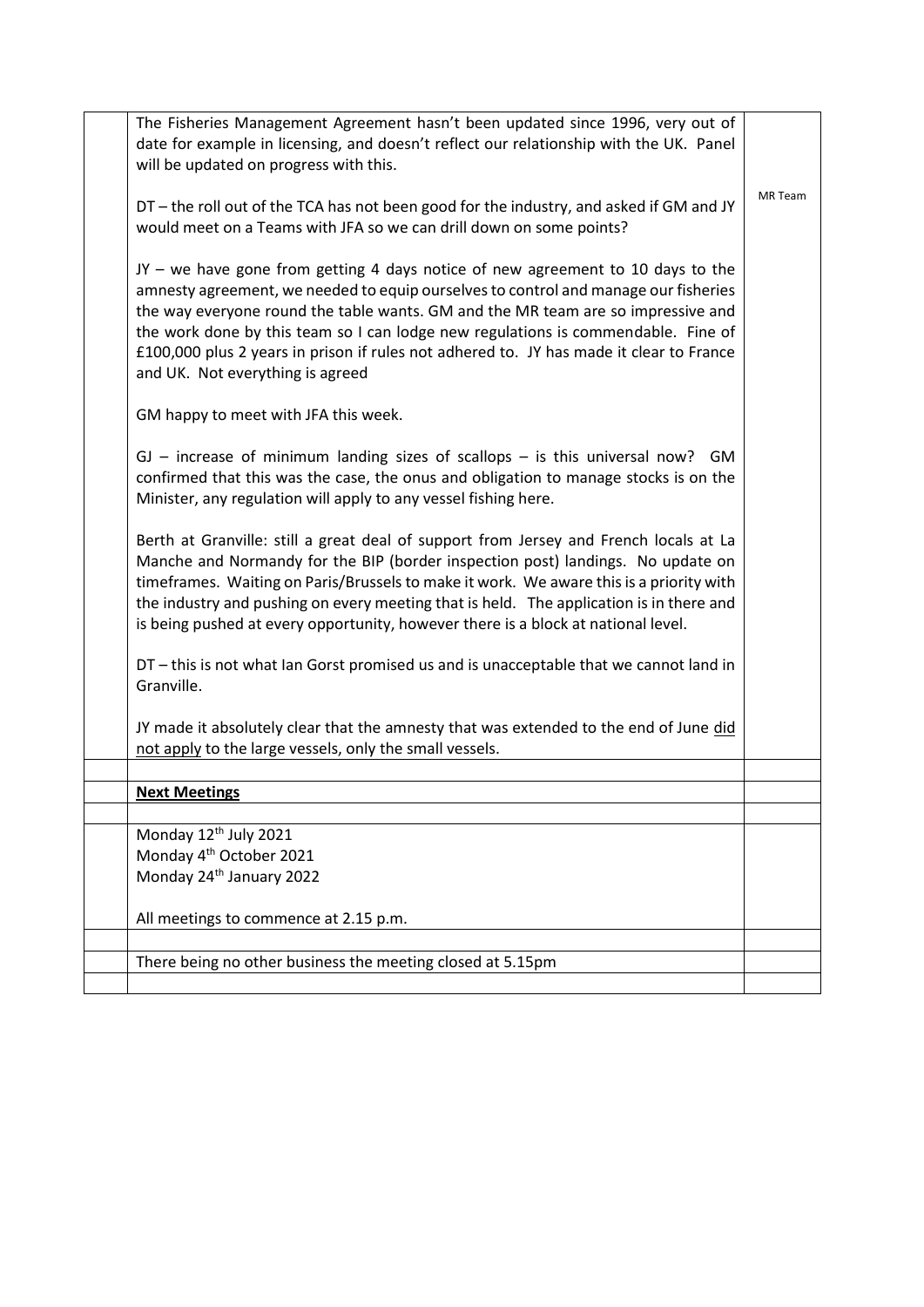| | | |
|---|---|---|
| | The Fisheries Management Agreement hasn't been updated since 1996, very out of date for example in licensing, and doesn't reflect our relationship with the UK. Panel will be updated on progress with this.<br><br>DT – the roll out of the TCA has not been good for the industry, and asked if GM and JY would meet on a Teams with JFA so we can drill down on some points?<br><br>JY – we have gone from getting 4 days notice of new agreement to 10 days to the amnesty agreement, we needed to equip ourselves to control and manage our fisheries the way everyone round the table wants. GM and the MR team are so impressive and the work done by this team so I can lodge new regulations is commendable. Fine of £100,000 plus 2 years in prison if rules not adhered to. JY has made it clear to France and UK. Not everything is agreed<br><br>GM happy to meet with JFA this week.<br><br>GJ – increase of minimum landing sizes of scallops – is this universal now? GM confirmed that this was the case, the onus and obligation to manage stocks is on the Minister, any regulation will apply to any vessel fishing here.<br><br>Berth at Granville: still a great deal of support from Jersey and French locals at La Manche and Normandy for the BIP (border inspection post) landings. No update on timeframes. Waiting on Paris/Brussels to make it work. We aware this is a priority with the industry and pushing on every meeting that is held. The application is in there and is being pushed at every opportunity, however there is a block at national level.<br><br>DT – this is not what Ian Gorst promised us and is unacceptable that we cannot land in Granville.<br><br>JY made it absolutely clear that the amnesty that was extended to the end of June <u>did not apply</u> to the large vessels, only the small vessels. | MR Team |
| | | |
| | **<u>Next Meetings</u>** | |
| | | |
| | Monday 12th July 2021<br>Monday 4th October 2021<br>Monday 24th January 2022<br><br>All meetings to commence at 2.15 p.m. | |
| | | |
| | There being no other business the meeting closed at 5.15pm | |
| | | |